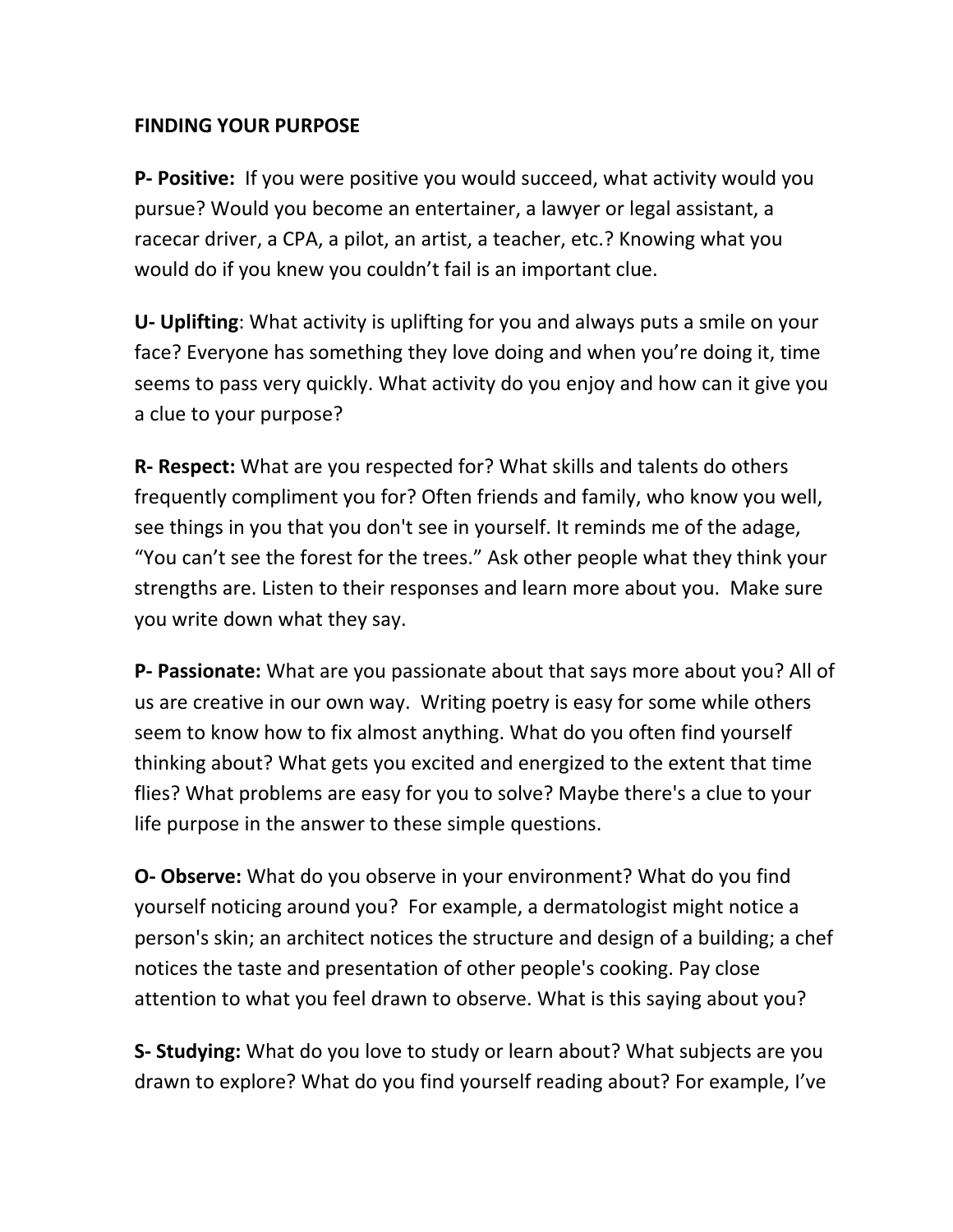**FINDING YOUR PURPOSE**

**P- Positive:** If you were positive you would succeed, what activity would you pursue? Would you become an entertainer, a lawyer or legal assistant, a racecar driver, a CPA, a pilot, an artist, a teacher, etc.? Knowing what you would do if you knew you couldn't fail is an important clue.

**U- Uplifting**: What activity is uplifting for you and always puts a smile on your face? Everyone has something they love doing and when you're doing it, time seems to pass very quickly. What activity do you enjoy and how can it give you a clue to your purpose?

**R- Respect:** What are you respected for? What skills and talents do others frequently compliment you for? Often friends and family, who know you well, see things in you that you don't see in yourself. It reminds me of the adage, "You can't see the forest for the trees." Ask other people what they think your strengths are. Listen to their responses and learn more about you. Make sure you write down what they say.

**P- Passionate:** What are you passionate about that says more about you? All of us are creative in our own way. Writing poetry is easy for some while others seem to know how to fix almost anything. What do you often find yourself thinking about? What gets you excited and energized to the extent that time flies? What problems are easy for you to solve? Maybe there's a clue to your life purpose in the answer to these simple questions.

**O- Observe:** What do you observe in your environment? What do you find yourself noticing around you? For example, a dermatologist might notice a person's skin; an architect notices the structure and design of a building; a chef notices the taste and presentation of other people's cooking. Pay close attention to what you feel drawn to observe. What is this saying about you?

**S- Studying:** What do you love to study or learn about? What subjects are you drawn to explore? What do you find yourself reading about? For example, I've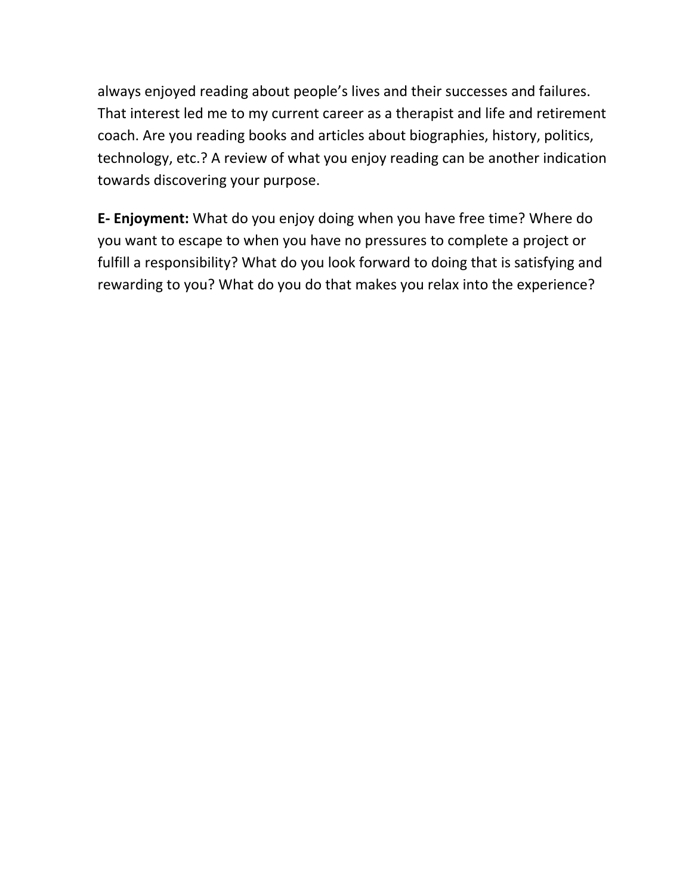always enjoyed reading about people's lives and their successes and failures. That interest led me to my current career as a therapist and life and retirement coach. Are you reading books and articles about biographies, history, politics, technology, etc.? A review of what you enjoy reading can be another indication towards discovering your purpose.

**E- Enjoyment:** What do you enjoy doing when you have free time? Where do you want to escape to when you have no pressures to complete a project or fulfill a responsibility? What do you look forward to doing that is satisfying and rewarding to you? What do you do that makes you relax into the experience?